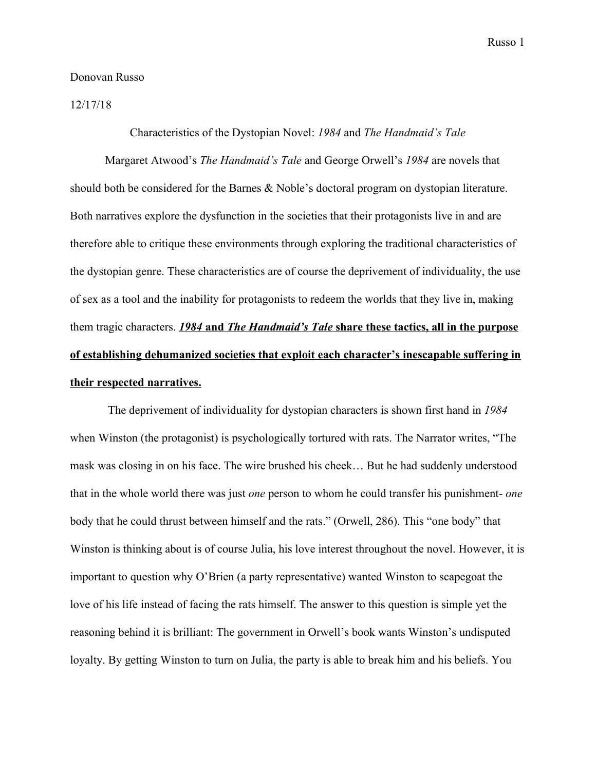Donovan Russo

12/17/18

Characteristics of the Dystopian Novel: *1984* and *The Handmaid's Tale*

Margaret Atwood's *The Handmaid's Tale* and George Orwell's *1984* are novels that should both be considered for the Barnes & Noble's doctoral program on dystopian literature. Both narratives explore the dysfunction in the societies that their protagonists live in and are therefore able to critique these environments through exploring the traditional characteristics of the dystopian genre. These characteristics are of course the deprivement of individuality, the use of sex as a tool and the inability for protagonists to redeem the worlds that they live in, making them tragic characters. <u>***1984*** **and** ***The Handmaid's Tale*** **share these tactics, all in the purpose of establishing dehumanized societies that exploit each character's inescapable suffering in their respected narratives.**</u>

The deprivement of individuality for dystopian characters is shown first hand in *1984* when Winston (the protagonist) is psychologically tortured with rats. The Narrator writes, "The mask was closing in on his face. The wire brushed his cheek… But he had suddenly understood that in the whole world there was just *one* person to whom he could transfer his punishment- *one* body that he could thrust between himself and the rats." (Orwell, 286). This "one body" that Winston is thinking about is of course Julia, his love interest throughout the novel. However, it is important to question why O'Brien (a party representative) wanted Winston to scapegoat the love of his life instead of facing the rats himself. The answer to this question is simple yet the reasoning behind it is brilliant: The government in Orwell's book wants Winston's undisputed loyalty. By getting Winston to turn on Julia, the party is able to break him and his beliefs. You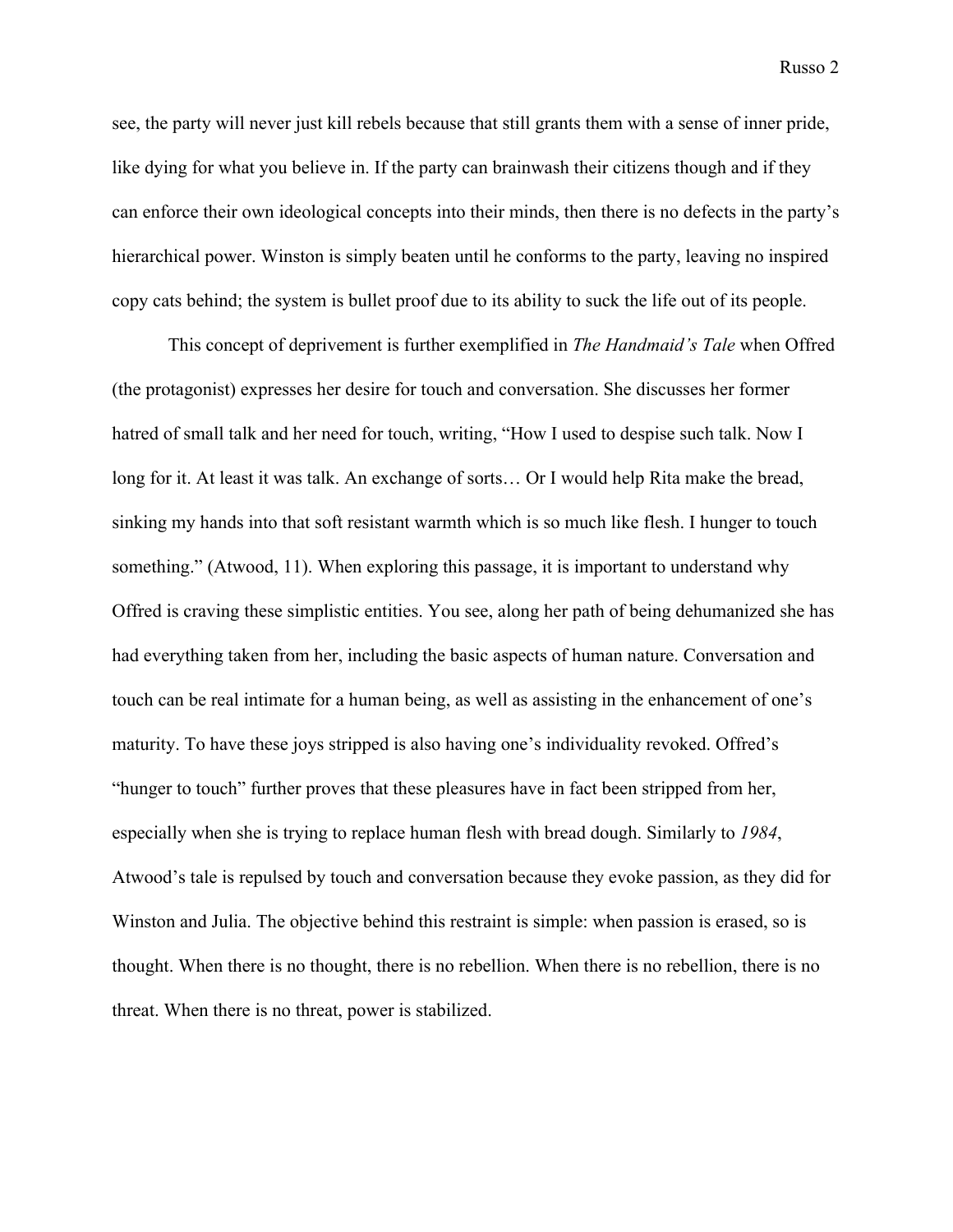see, the party will never just kill rebels because that still grants them with a sense of inner pride, like dying for what you believe in. If the party can brainwash their citizens though and if they can enforce their own ideological concepts into their minds, then there is no defects in the party's hierarchical power. Winston is simply beaten until he conforms to the party, leaving no inspired copy cats behind; the system is bullet proof due to its ability to suck the life out of its people.

This concept of deprivement is further exemplified in *The Handmaid's Tale* when Offred (the protagonist) expresses her desire for touch and conversation. She discusses her former hatred of small talk and her need for touch, writing, "How I used to despise such talk. Now I long for it. At least it was talk. An exchange of sorts… Or I would help Rita make the bread, sinking my hands into that soft resistant warmth which is so much like flesh. I hunger to touch something." (Atwood, 11). When exploring this passage, it is important to understand why Offred is craving these simplistic entities. You see, along her path of being dehumanized she has had everything taken from her, including the basic aspects of human nature. Conversation and touch can be real intimate for a human being, as well as assisting in the enhancement of one's maturity. To have these joys stripped is also having one's individuality revoked. Offred's "hunger to touch" further proves that these pleasures have in fact been stripped from her, especially when she is trying to replace human flesh with bread dough. Similarly to *1984*, Atwood's tale is repulsed by touch and conversation because they evoke passion, as they did for Winston and Julia. The objective behind this restraint is simple: when passion is erased, so is thought. When there is no thought, there is no rebellion. When there is no rebellion, there is no threat. When there is no threat, power is stabilized.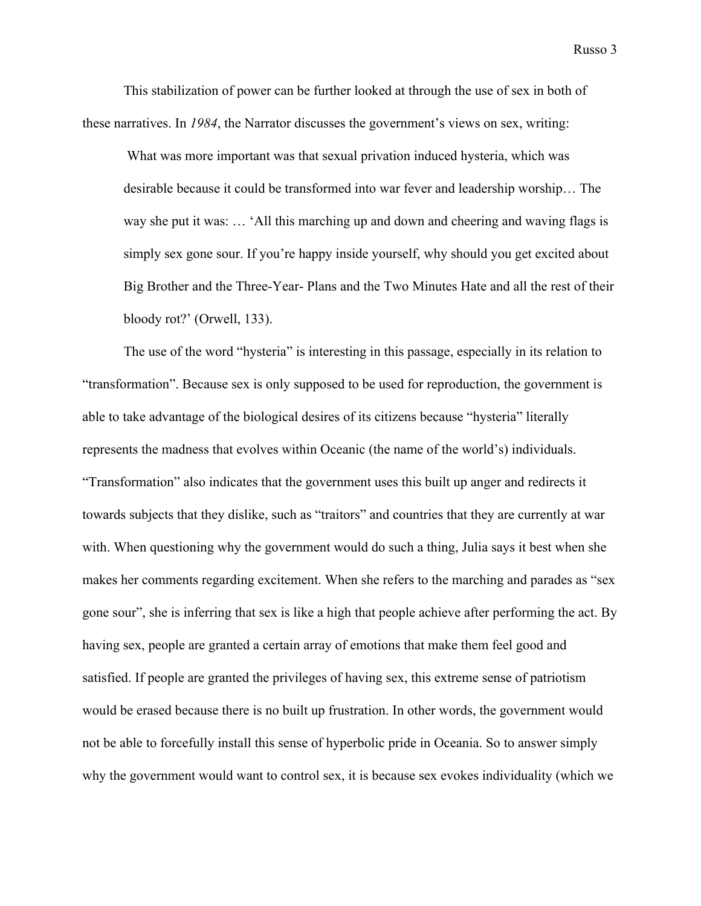This stabilization of power can be further looked at through the use of sex in both of these narratives. In *1984*, the Narrator discusses the government's views on sex, writing:

> What was more important was that sexual privation induced hysteria, which was desirable because it could be transformed into war fever and leadership worship… The way she put it was: … 'All this marching up and down and cheering and waving flags is simply sex gone sour. If you're happy inside yourself, why should you get excited about Big Brother and the Three-Year- Plans and the Two Minutes Hate and all the rest of their bloody rot?' (Orwell, 133).

The use of the word "hysteria" is interesting in this passage, especially in its relation to "transformation". Because sex is only supposed to be used for reproduction, the government is able to take advantage of the biological desires of its citizens because "hysteria" literally represents the madness that evolves within Oceanic (the name of the world's) individuals. "Transformation" also indicates that the government uses this built up anger and redirects it towards subjects that they dislike, such as "traitors" and countries that they are currently at war with. When questioning why the government would do such a thing, Julia says it best when she makes her comments regarding excitement. When she refers to the marching and parades as "sex gone sour", she is inferring that sex is like a high that people achieve after performing the act. By having sex, people are granted a certain array of emotions that make them feel good and satisfied. If people are granted the privileges of having sex, this extreme sense of patriotism would be erased because there is no built up frustration. In other words, the government would not be able to forcefully install this sense of hyperbolic pride in Oceania. So to answer simply why the government would want to control sex, it is because sex evokes individuality (which we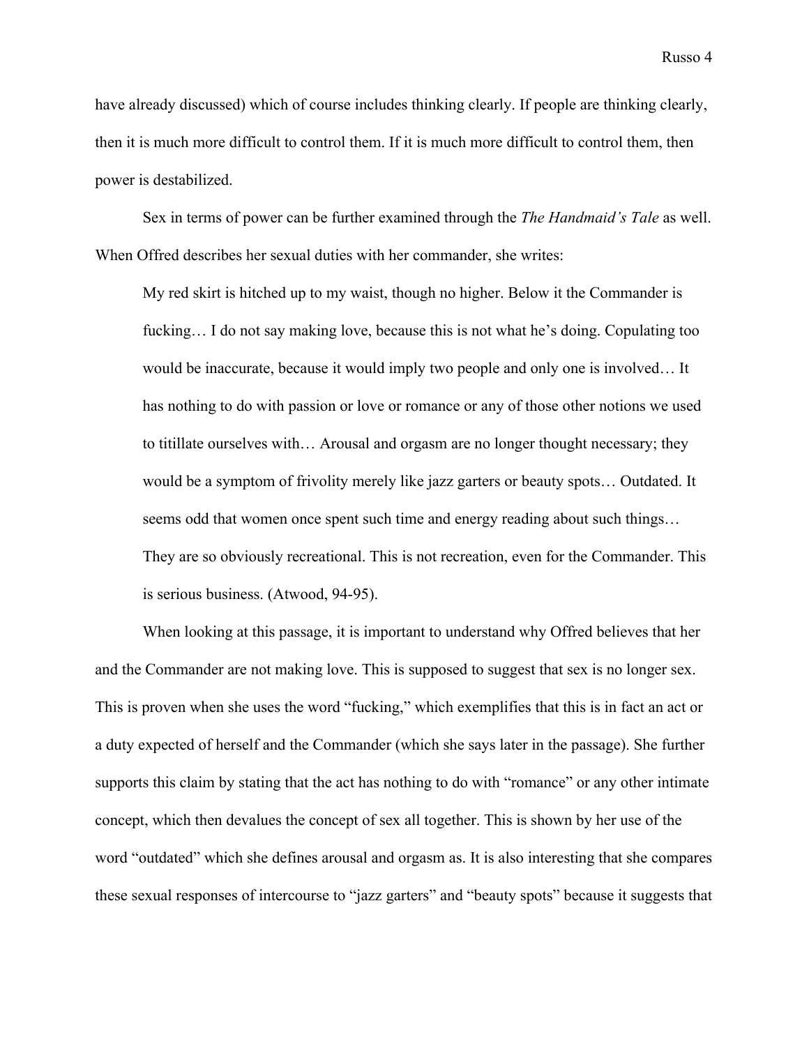have already discussed) which of course includes thinking clearly. If people are thinking clearly, then it is much more difficult to control them. If it is much more difficult to control them, then power is destabilized.

Sex in terms of power can be further examined through the *The Handmaid's Tale* as well. When Offred describes her sexual duties with her commander, she writes:

> My red skirt is hitched up to my waist, though no higher. Below it the Commander is fucking… I do not say making love, because this is not what he's doing. Copulating too would be inaccurate, because it would imply two people and only one is involved… It has nothing to do with passion or love or romance or any of those other notions we used to titillate ourselves with… Arousal and orgasm are no longer thought necessary; they would be a symptom of frivolity merely like jazz garters or beauty spots… Outdated. It seems odd that women once spent such time and energy reading about such things… They are so obviously recreational. This is not recreation, even for the Commander. This is serious business. (Atwood, 94-95).

When looking at this passage, it is important to understand why Offred believes that her and the Commander are not making love. This is supposed to suggest that sex is no longer sex. This is proven when she uses the word "fucking," which exemplifies that this is in fact an act or a duty expected of herself and the Commander (which she says later in the passage). She further supports this claim by stating that the act has nothing to do with "romance" or any other intimate concept, which then devalues the concept of sex all together. This is shown by her use of the word "outdated" which she defines arousal and orgasm as. It is also interesting that she compares these sexual responses of intercourse to "jazz garters" and "beauty spots" because it suggests that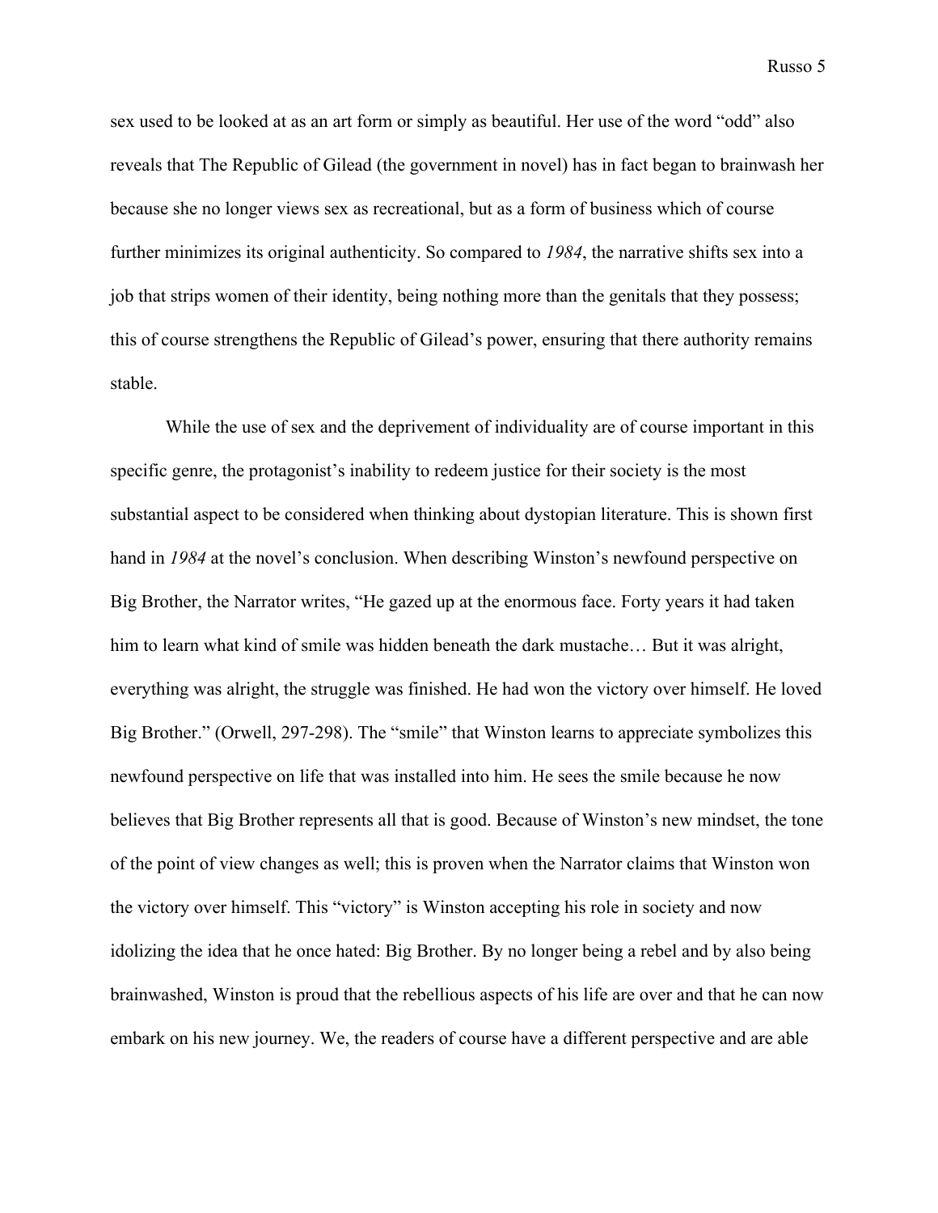sex used to be looked at as an art form or simply as beautiful. Her use of the word "odd" also reveals that The Republic of Gilead (the government in novel) has in fact began to brainwash her because she no longer views sex as recreational, but as a form of business which of course further minimizes its original authenticity. So compared to *1984*, the narrative shifts sex into a job that strips women of their identity, being nothing more than the genitals that they possess; this of course strengthens the Republic of Gilead's power, ensuring that there authority remains stable.

While the use of sex and the deprivement of individuality are of course important in this specific genre, the protagonist's inability to redeem justice for their society is the most substantial aspect to be considered when thinking about dystopian literature. This is shown first hand in *1984* at the novel's conclusion. When describing Winston's newfound perspective on Big Brother, the Narrator writes, "He gazed up at the enormous face. Forty years it had taken him to learn what kind of smile was hidden beneath the dark mustache… But it was alright, everything was alright, the struggle was finished. He had won the victory over himself. He loved Big Brother." (Orwell, 297-298). The "smile" that Winston learns to appreciate symbolizes this newfound perspective on life that was installed into him. He sees the smile because he now believes that Big Brother represents all that is good. Because of Winston's new mindset, the tone of the point of view changes as well; this is proven when the Narrator claims that Winston won the victory over himself. This "victory" is Winston accepting his role in society and now idolizing the idea that he once hated: Big Brother. By no longer being a rebel and by also being brainwashed, Winston is proud that the rebellious aspects of his life are over and that he can now embark on his new journey. We, the readers of course have a different perspective and are able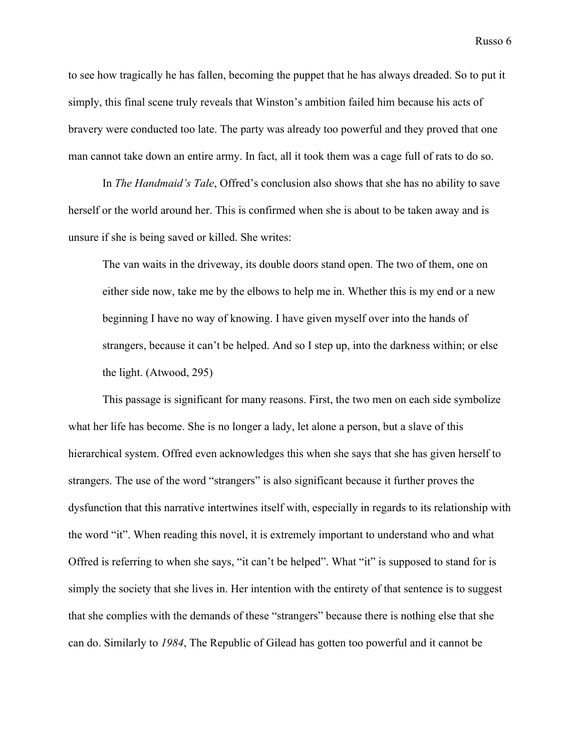to see how tragically he has fallen, becoming the puppet that he has always dreaded. So to put it simply, this final scene truly reveals that Winston's ambition failed him because his acts of bravery were conducted too late. The party was already too powerful and they proved that one man cannot take down an entire army. In fact, all it took them was a cage full of rats to do so.

In *The Handmaid's Tale*, Offred's conclusion also shows that she has no ability to save herself or the world around her. This is confirmed when she is about to be taken away and is unsure if she is being saved or killed. She writes:

> The van waits in the driveway, its double doors stand open. The two of them, one on either side now, take me by the elbows to help me in. Whether this is my end or a new beginning I have no way of knowing. I have given myself over into the hands of strangers, because it can't be helped. And so I step up, into the darkness within; or else the light. (Atwood, 295)

This passage is significant for many reasons. First, the two men on each side symbolize what her life has become. She is no longer a lady, let alone a person, but a slave of this hierarchical system. Offred even acknowledges this when she says that she has given herself to strangers. The use of the word "strangers" is also significant because it further proves the dysfunction that this narrative intertwines itself with, especially in regards to its relationship with the word "it". When reading this novel, it is extremely important to understand who and what Offred is referring to when she says, "it can't be helped". What "it" is supposed to stand for is simply the society that she lives in. Her intention with the entirety of that sentence is to suggest that she complies with the demands of these "strangers" because there is nothing else that she can do. Similarly to *1984*, The Republic of Gilead has gotten too powerful and it cannot be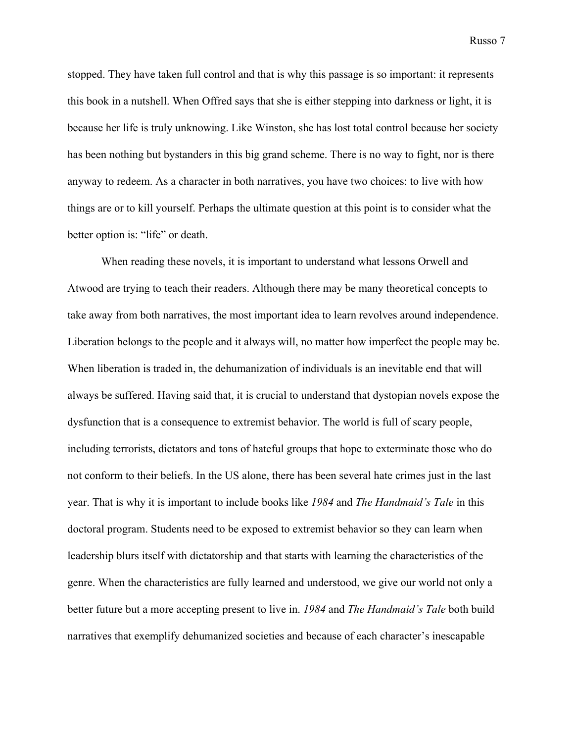stopped. They have taken full control and that is why this passage is so important: it represents this book in a nutshell. When Offred says that she is either stepping into darkness or light, it is because her life is truly unknowing. Like Winston, she has lost total control because her society has been nothing but bystanders in this big grand scheme. There is no way to fight, nor is there anyway to redeem. As a character in both narratives, you have two choices: to live with how things are or to kill yourself. Perhaps the ultimate question at this point is to consider what the better option is: "life" or death.

When reading these novels, it is important to understand what lessons Orwell and Atwood are trying to teach their readers. Although there may be many theoretical concepts to take away from both narratives, the most important idea to learn revolves around independence. Liberation belongs to the people and it always will, no matter how imperfect the people may be. When liberation is traded in, the dehumanization of individuals is an inevitable end that will always be suffered. Having said that, it is crucial to understand that dystopian novels expose the dysfunction that is a consequence to extremist behavior. The world is full of scary people, including terrorists, dictators and tons of hateful groups that hope to exterminate those who do not conform to their beliefs. In the US alone, there has been several hate crimes just in the last year. That is why it is important to include books like *1984* and *The Handmaid's Tale* in this doctoral program. Students need to be exposed to extremist behavior so they can learn when leadership blurs itself with dictatorship and that starts with learning the characteristics of the genre. When the characteristics are fully learned and understood, we give our world not only a better future but a more accepting present to live in. *1984* and *The Handmaid's Tale* both build narratives that exemplify dehumanized societies and because of each character's inescapable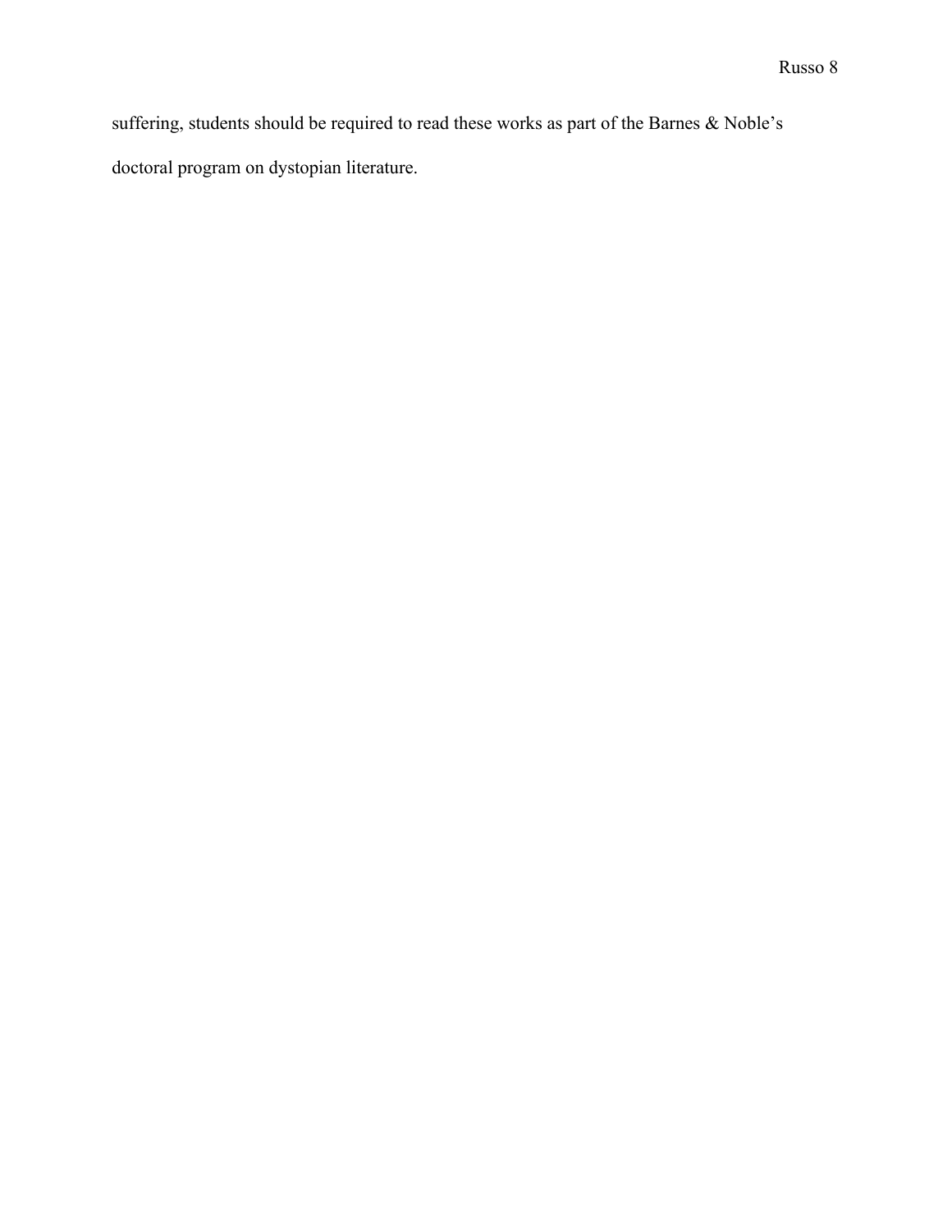suffering, students should be required to read these works as part of the Barnes & Noble's doctoral program on dystopian literature.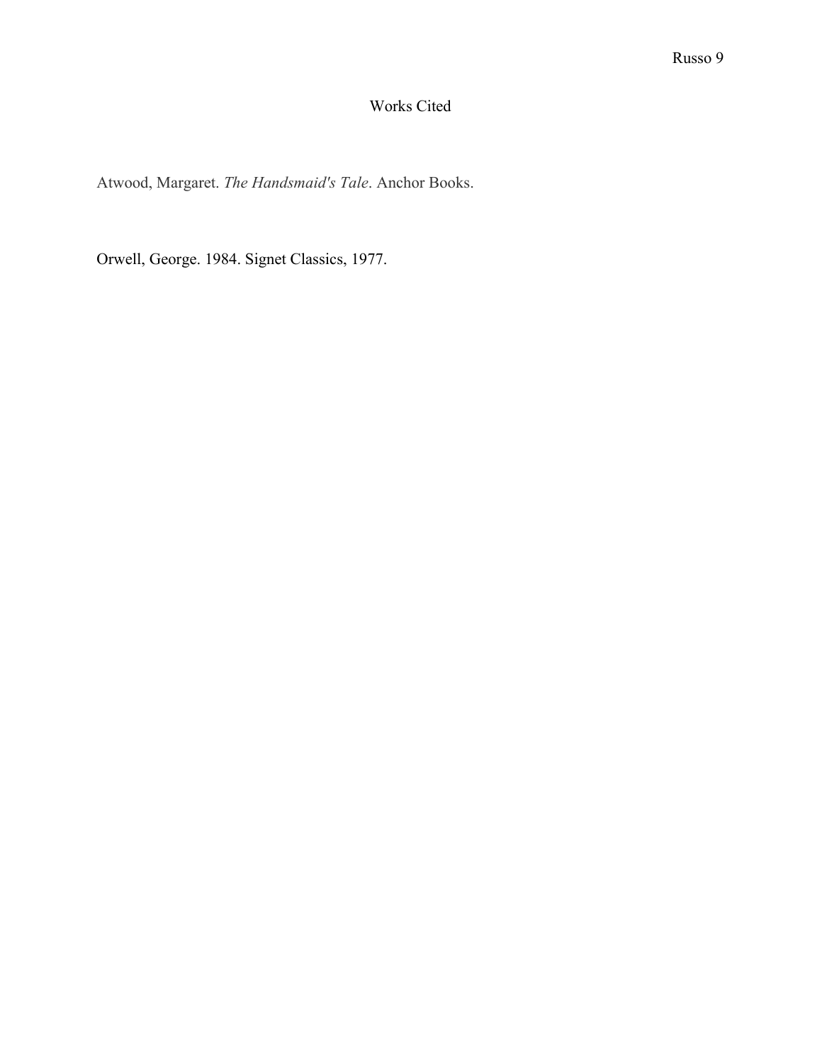# Works Cited

Atwood, Margaret. *The Handsmaid's Tale*. Anchor Books.

Orwell, George. 1984. Signet Classics, 1977.